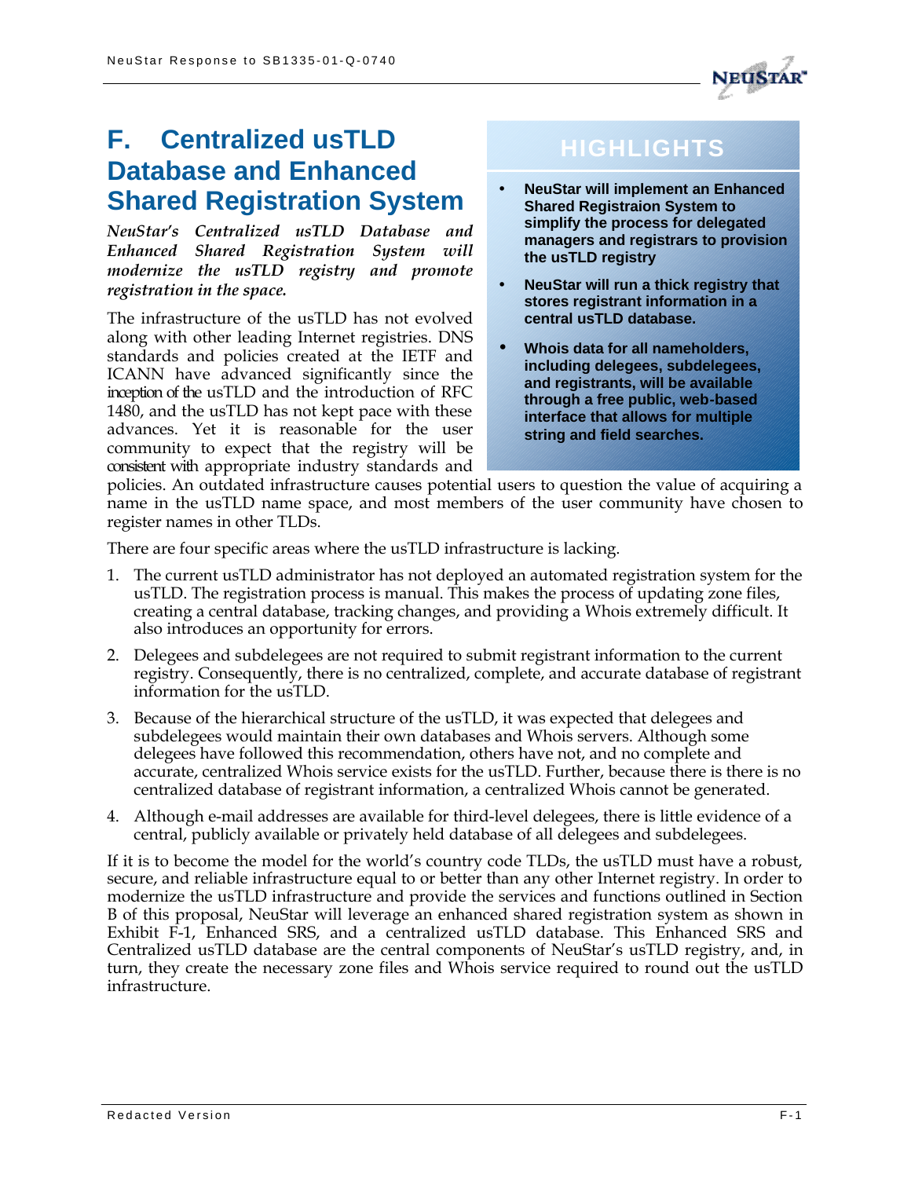# F. Centralized usTLD Database and Enhanced Shared Registration System

***NeuStar's Centralized usTLD Database and Enhanced Shared Registration System will modernize the usTLD registry and promote registration in the space.***

The infrastructure of the usTLD has not evolved along with other leading Internet registries. DNS standards and policies created at the IETF and ICANN have advanced significantly since the inception of the usTLD and the introduction of RFC 1480, and the usTLD has not kept pace with these advances. Yet it is reasonable for the user community to expect that the registry will be consistent with appropriate industry standards and policies. An outdated infrastructure causes potential users to question the value of acquiring a name in the usTLD name space, and most members of the user community have chosen to register names in other TLDs.

> **HIGHLIGHTS**
>
> - **NeuStar will implement an Enhanced Shared Registraion System to simplify the process for delegated managers and registrars to provision the usTLD registry**
> - **NeuStar will run a thick registry that stores registrant information in a central usTLD database.**
> - **Whois data for all nameholders, including delegees, subdelegees, and registrants, will be available through a free public, web-based interface that allows for multiple string and field searches.**

There are four specific areas where the usTLD infrastructure is lacking.

1. The current usTLD administrator has not deployed an automated registration system for the usTLD. The registration process is manual. This makes the process of updating zone files, creating a central database, tracking changes, and providing a Whois extremely difficult. It also introduces an opportunity for errors.
2. Delegees and subdelegees are not required to submit registrant information to the current registry. Consequently, there is no centralized, complete, and accurate database of registrant information for the usTLD.
3. Because of the hierarchical structure of the usTLD, it was expected that delegees and subdelegees would maintain their own databases and Whois servers. Although some delegees have followed this recommendation, others have not, and no complete and accurate, centralized Whois service exists for the usTLD. Further, because there is there is no centralized database of registrant information, a centralized Whois cannot be generated.
4. Although e-mail addresses are available for third-level delegees, there is little evidence of a central, publicly available or privately held database of all delegees and subdelegees.

If it is to become the model for the world's country code TLDs, the usTLD must have a robust, secure, and reliable infrastructure equal to or better than any other Internet registry. In order to modernize the usTLD infrastructure and provide the services and functions outlined in Section B of this proposal, NeuStar will leverage an enhanced shared registration system as shown in Exhibit F-1, Enhanced SRS, and a centralized usTLD database. This Enhanced SRS and Centralized usTLD database are the central components of NeuStar's usTLD registry, and, in turn, they create the necessary zone files and Whois service required to round out the usTLD infrastructure.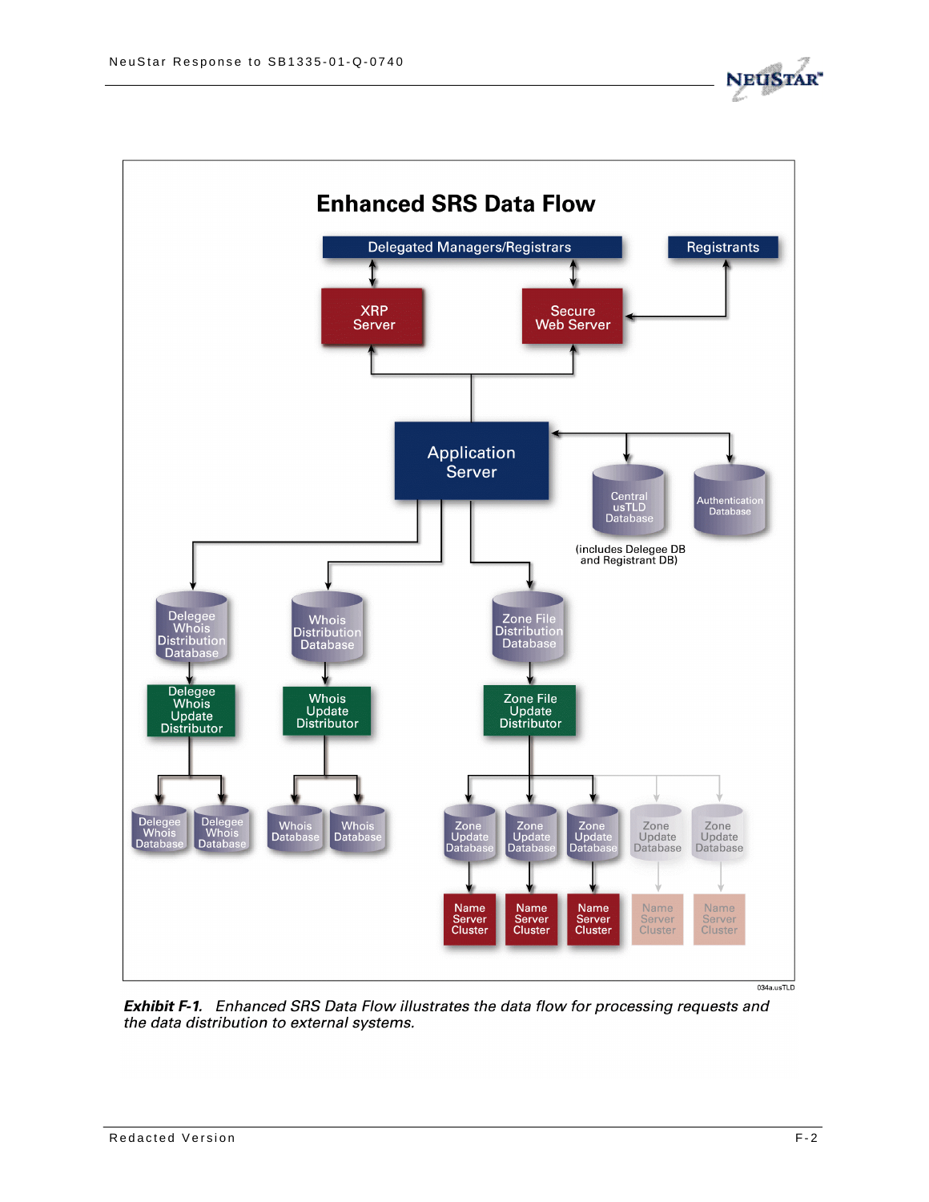## Enhanced SRS Data Flow

***Exhibit F-1.*** *Enhanced SRS Data Flow illustrates the data flow for processing requests and the data distribution to external systems.*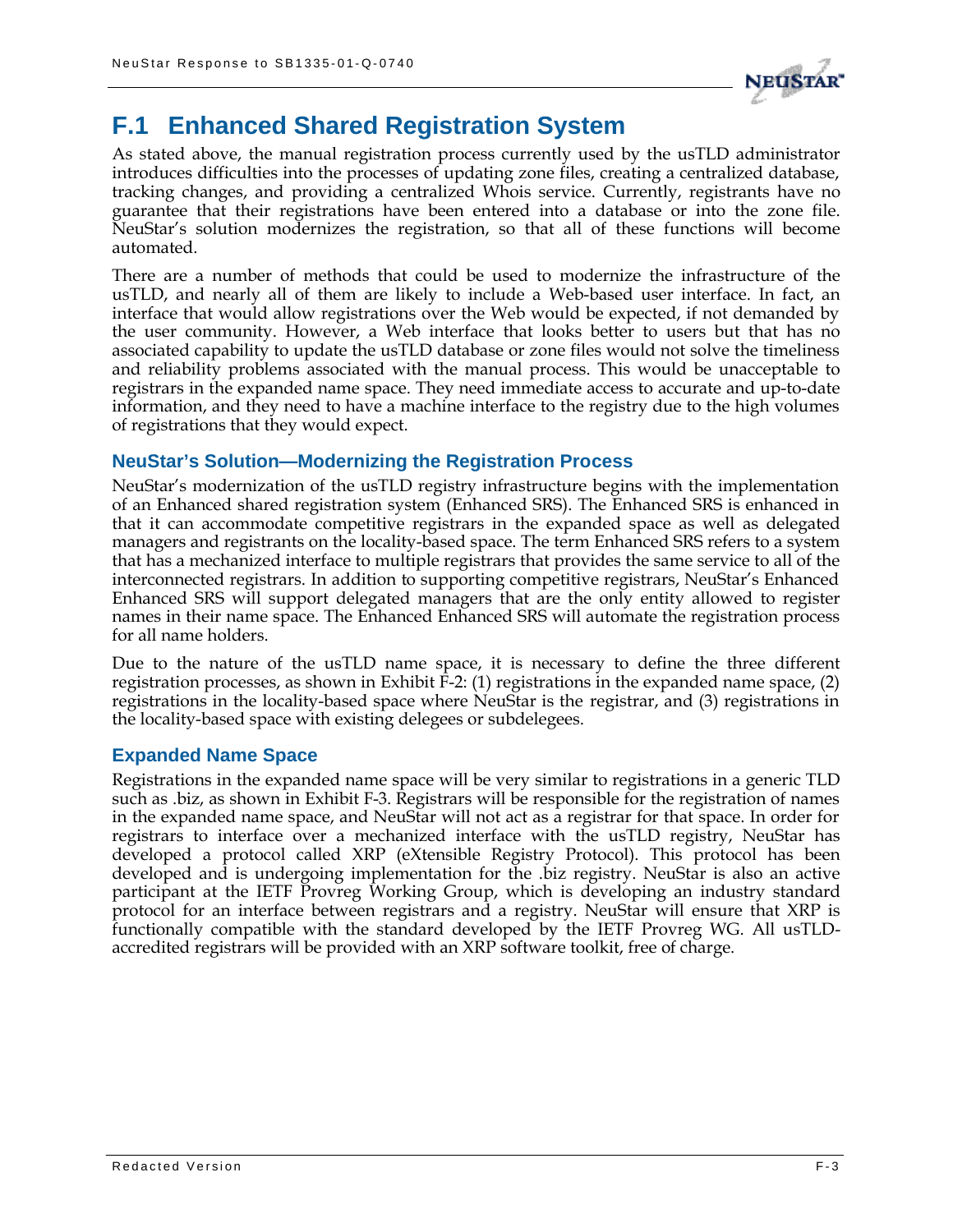## F.1 Enhanced Shared Registration System

As stated above, the manual registration process currently used by the usTLD administrator introduces difficulties into the processes of updating zone files, creating a centralized database, tracking changes, and providing a centralized Whois service. Currently, registrants have no guarantee that their registrations have been entered into a database or into the zone file. NeuStar's solution modernizes the registration, so that all of these functions will become automated.

There are a number of methods that could be used to modernize the infrastructure of the usTLD, and nearly all of them are likely to include a Web-based user interface. In fact, an interface that would allow registrations over the Web would be expected, if not demanded by the user community. However, a Web interface that looks better to users but that has no associated capability to update the usTLD database or zone files would not solve the timeliness and reliability problems associated with the manual process. This would be unacceptable to registrars in the expanded name space. They need immediate access to accurate and up-to-date information, and they need to have a machine interface to the registry due to the high volumes of registrations that they would expect.

### NeuStar's Solution—Modernizing the Registration Process

NeuStar's modernization of the usTLD registry infrastructure begins with the implementation of an Enhanced shared registration system (Enhanced SRS). The Enhanced SRS is enhanced in that it can accommodate competitive registrars in the expanded space as well as delegated managers and registrants on the locality-based space. The term Enhanced SRS refers to a system that has a mechanized interface to multiple registrars that provides the same service to all of the interconnected registrars. In addition to supporting competitive registrars, NeuStar's Enhanced Enhanced SRS will support delegated managers that are the only entity allowed to register names in their name space. The Enhanced Enhanced SRS will automate the registration process for all name holders.

Due to the nature of the usTLD name space, it is necessary to define the three different registration processes, as shown in Exhibit F-2: (1) registrations in the expanded name space, (2) registrations in the locality-based space where NeuStar is the registrar, and (3) registrations in the locality-based space with existing delegees or subdelegees.

### Expanded Name Space

Registrations in the expanded name space will be very similar to registrations in a generic TLD such as .biz, as shown in Exhibit F-3. Registrars will be responsible for the registration of names in the expanded name space, and NeuStar will not act as a registrar for that space. In order for registrars to interface over a mechanized interface with the usTLD registry, NeuStar has developed a protocol called XRP (eXtensible Registry Protocol). This protocol has been developed and is undergoing implementation for the .biz registry. NeuStar is also an active participant at the IETF Provreg Working Group, which is developing an industry standard protocol for an interface between registrars and a registry. NeuStar will ensure that XRP is functionally compatible with the standard developed by the IETF Provreg WG. All usTLD-accredited registrars will be provided with an XRP software toolkit, free of charge.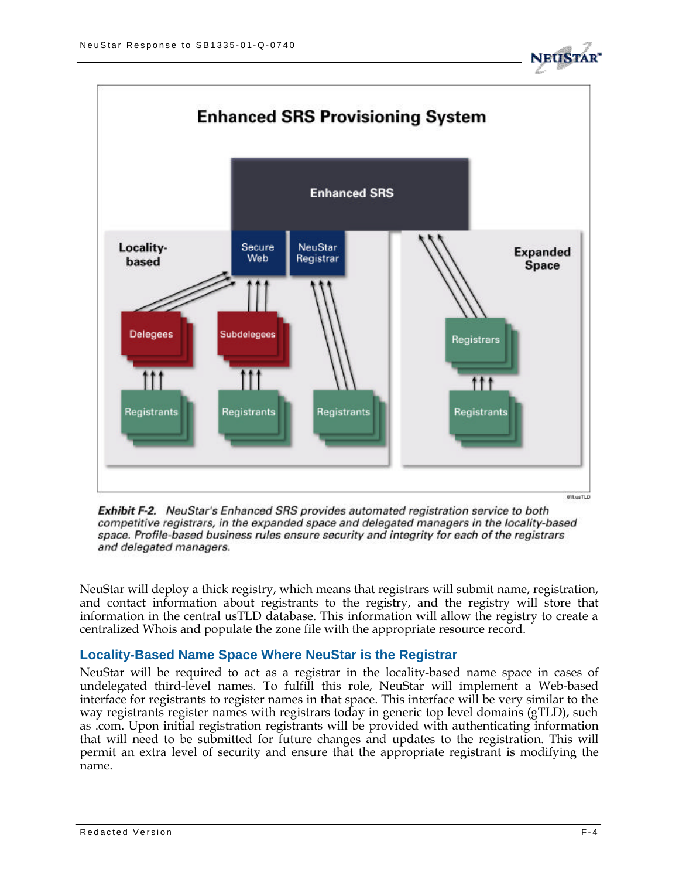**Enhanced SRS Provisioning System**

Enhanced SRS

Locality-based | Secure Web | NeuStar Registrar | Expanded Space

Delegees | Subdelegees | Registrars

Registrants | Registrants | Registrants | Registrants

***Exhibit F-2.*** *NeuStar's Enhanced SRS provides automated registration service to both competitive registrars, in the expanded space and delegated managers in the locality-based space. Profile-based business rules ensure security and integrity for each of the registrars and delegated managers.*

NeuStar will deploy a thick registry, which means that registrars will submit name, registration, and contact information about registrants to the registry, and the registry will store that information in the central usTLD database. This information will allow the registry to create a centralized Whois and populate the zone file with the appropriate resource record.

## Locality-Based Name Space Where NeuStar is the Registrar

NeuStar will be required to act as a registrar in the locality-based name space in cases of undelegated third-level names. To fulfill this role, NeuStar will implement a Web-based interface for registrants to register names in that space. This interface will be very similar to the way registrants register names with registrars today in generic top level domains (gTLD), such as .com. Upon initial registration registrants will be provided with authenticating information that will need to be submitted for future changes and updates to the registration. This will permit an extra level of security and ensure that the appropriate registrant is modifying the name.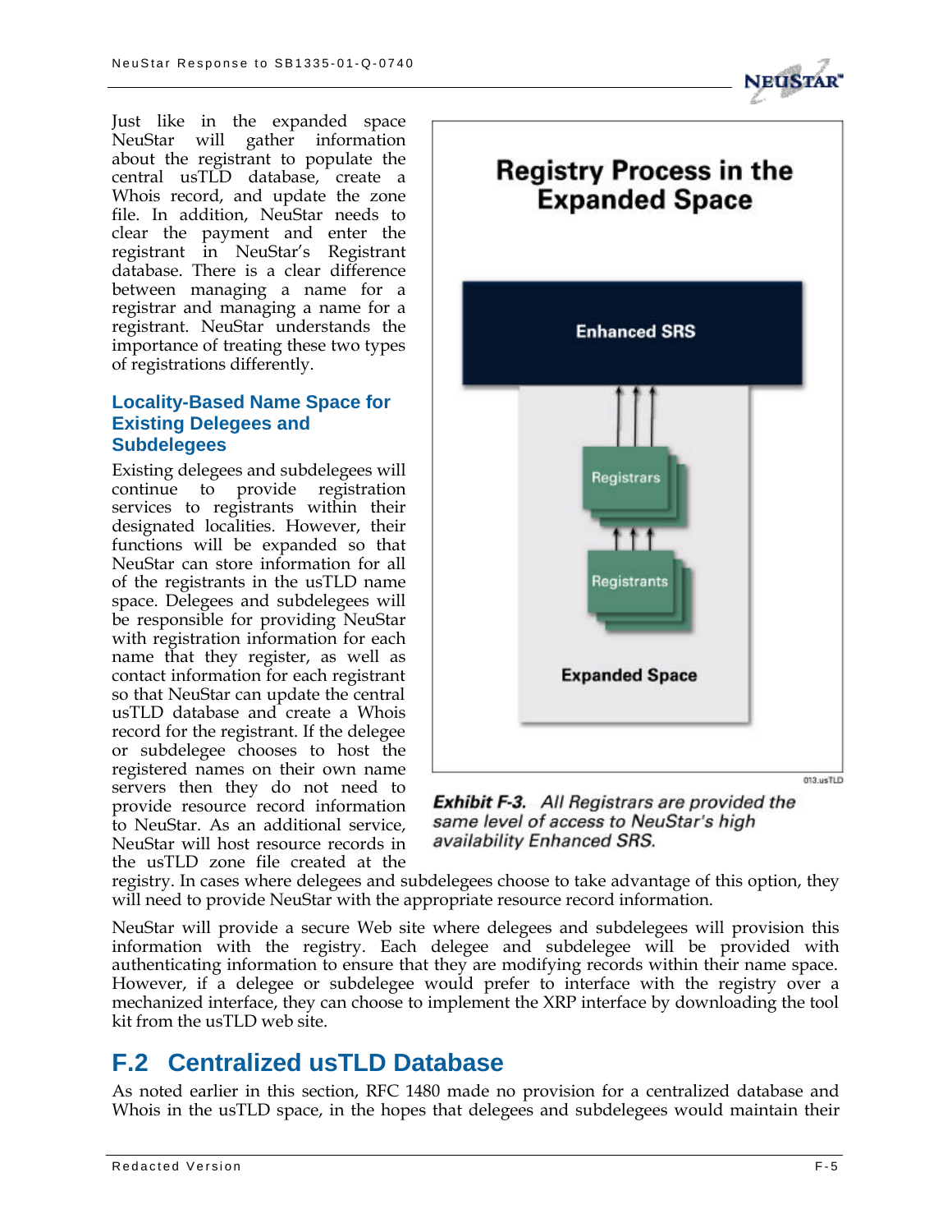Just like in the expanded space NeuStar will gather information about the registrant to populate the central usTLD database, create a Whois record, and update the zone file. In addition, NeuStar needs to clear the payment and enter the registrant in NeuStar's Registrant database. There is a clear difference between managing a name for a registrar and managing a name for a registrant. NeuStar understands the importance of treating these two types of registrations differently.

### Locality-Based Name Space for Existing Delegees and Subdelegees

Existing delegees and subdelegees will continue to provide registration services to registrants within their designated localities. However, their functions will be expanded so that NeuStar can store information for all of the registrants in the usTLD name space. Delegees and subdelegees will be responsible for providing NeuStar with registration information for each name that they register, as well as contact information for each registrant so that NeuStar can update the central usTLD database and create a Whois record for the registrant. If the delegee or subdelegee chooses to host the registered names on their own name servers then they do not need to provide resource record information to NeuStar. As an additional service, NeuStar will host resource records in the usTLD zone file created at the registry. In cases where delegees and subdelegees choose to take advantage of this option, they will need to provide NeuStar with the appropriate resource record information.

**Registry Process in the Expanded Space**

Enhanced SRS

Registrars

Registrants

Expanded Space

013.usTLD

***Exhibit F-3.*** *All Registrars are provided the same level of access to NeuStar's high availability Enhanced SRS.*

NeuStar will provide a secure Web site where delegees and subdelegees will provision this information with the registry. Each delegee and subdelegee will be provided with authenticating information to ensure that they are modifying records within their name space. However, if a delegee or subdelegee would prefer to interface with the registry over a mechanized interface, they can choose to implement the XRP interface by downloading the tool kit from the usTLD web site.

## F.2 Centralized usTLD Database

As noted earlier in this section, RFC 1480 made no provision for a centralized database and Whois in the usTLD space, in the hopes that delegees and subdelegees would maintain their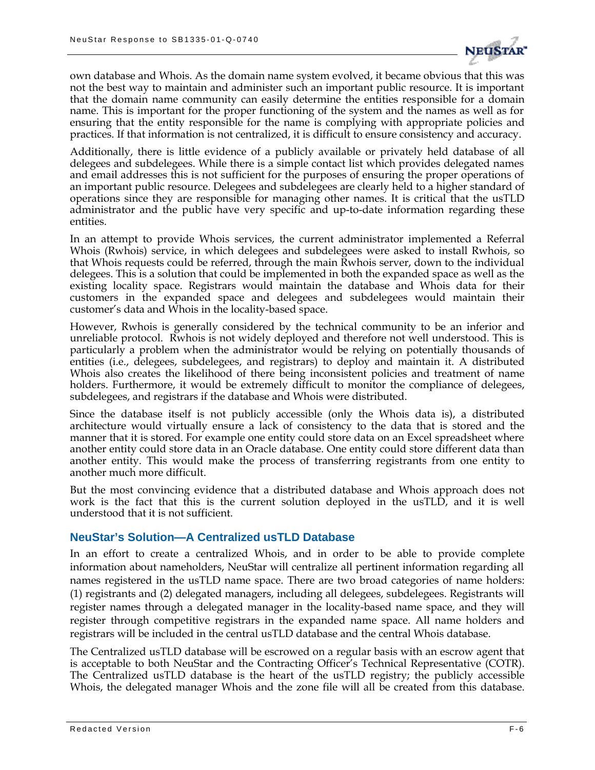own database and Whois. As the domain name system evolved, it became obvious that this was not the best way to maintain and administer such an important public resource. It is important that the domain name community can easily determine the entities responsible for a domain name. This is important for the proper functioning of the system and the names as well as for ensuring that the entity responsible for the name is complying with appropriate policies and practices. If that information is not centralized, it is difficult to ensure consistency and accuracy.

Additionally, there is little evidence of a publicly available or privately held database of all delegees and subdelegees. While there is a simple contact list which provides delegated names and email addresses this is not sufficient for the purposes of ensuring the proper operations of an important public resource. Delegees and subdelegees are clearly held to a higher standard of operations since they are responsible for managing other names. It is critical that the usTLD administrator and the public have very specific and up-to-date information regarding these entities.

In an attempt to provide Whois services, the current administrator implemented a Referral Whois (Rwhois) service, in which delegees and subdelegees were asked to install Rwhois, so that Whois requests could be referred, through the main Rwhois server, down to the individual delegees. This is a solution that could be implemented in both the expanded space as well as the existing locality space. Registrars would maintain the database and Whois data for their customers in the expanded space and delegees and subdelegees would maintain their customer's data and Whois in the locality-based space.

However, Rwhois is generally considered by the technical community to be an inferior and unreliable protocol. Rwhois is not widely deployed and therefore not well understood. This is particularly a problem when the administrator would be relying on potentially thousands of entities (i.e., delegees, subdelegees, and registrars) to deploy and maintain it. A distributed Whois also creates the likelihood of there being inconsistent policies and treatment of name holders. Furthermore, it would be extremely difficult to monitor the compliance of delegees, subdelegees, and registrars if the database and Whois were distributed.

Since the database itself is not publicly accessible (only the Whois data is), a distributed architecture would virtually ensure a lack of consistency to the data that is stored and the manner that it is stored. For example one entity could store data on an Excel spreadsheet where another entity could store data in an Oracle database. One entity could store different data than another entity. This would make the process of transferring registrants from one entity to another much more difficult.

But the most convincing evidence that a distributed database and Whois approach does not work is the fact that this is the current solution deployed in the usTLD, and it is well understood that it is not sufficient.

## NeuStar's Solution—A Centralized usTLD Database

In an effort to create a centralized Whois, and in order to be able to provide complete information about nameholders, NeuStar will centralize all pertinent information regarding all names registered in the usTLD name space. There are two broad categories of name holders: (1) registrants and (2) delegated managers, including all delegees, subdelegees. Registrants will register names through a delegated manager in the locality-based name space, and they will register through competitive registrars in the expanded name space. All name holders and registrars will be included in the central usTLD database and the central Whois database.

The Centralized usTLD database will be escrowed on a regular basis with an escrow agent that is acceptable to both NeuStar and the Contracting Officer's Technical Representative (COTR). The Centralized usTLD database is the heart of the usTLD registry; the publicly accessible Whois, the delegated manager Whois and the zone file will all be created from this database.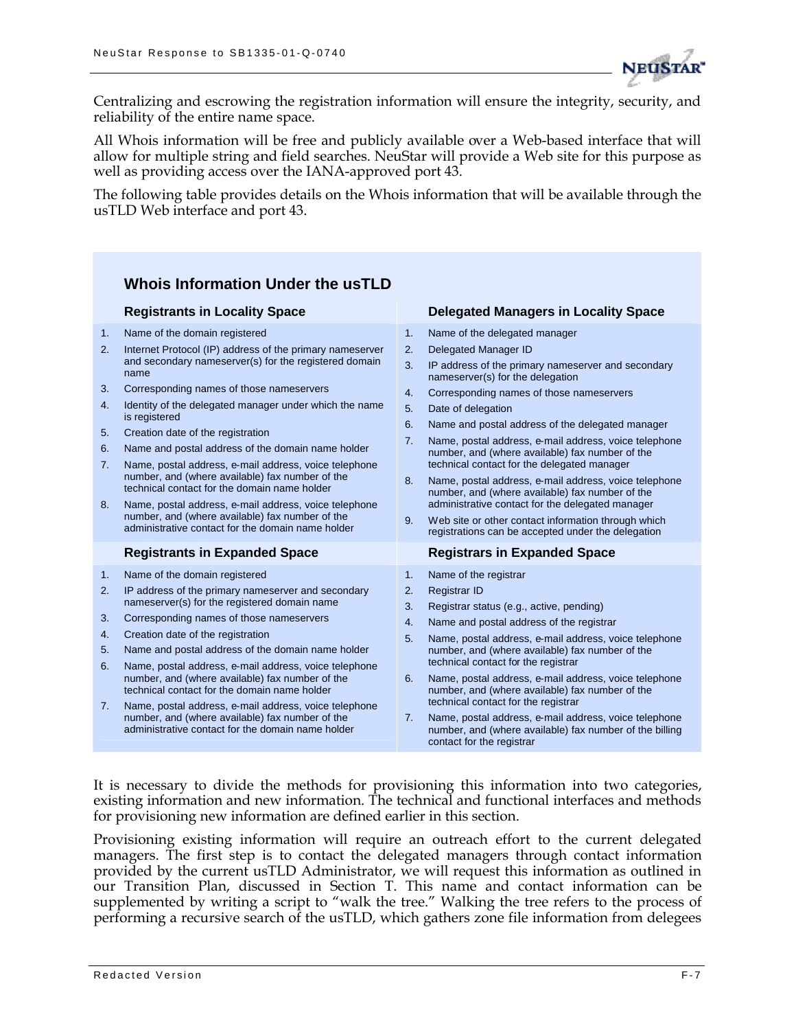Centralizing and escrowing the registration information will ensure the integrity, security, and reliability of the entire name space.

All Whois information will be free and publicly available over a Web-based interface that will allow for multiple string and field searches. NeuStar will provide a Web site for this purpose as well as providing access over the IANA-approved port 43.

The following table provides details on the Whois information that will be available through the usTLD Web interface and port 43.

### Whois Information Under the usTLD

| Registrants in Locality Space | Delegated Managers in Locality Space |
|---|---|
| 1. Name of the domain registered<br>2. Internet Protocol (IP) address of the primary nameserver and secondary nameserver(s) for the registered domain name<br>3. Corresponding names of those nameservers<br>4. Identity of the delegated manager under which the name is registered<br>5. Creation date of the registration<br>6. Name and postal address of the domain name holder<br>7. Name, postal address, e-mail address, voice telephone number, and (where available) fax number of the technical contact for the domain name holder<br>8. Name, postal address, e-mail address, voice telephone number, and (where available) fax number of the administrative contact for the domain name holder | 1. Name of the delegated manager<br>2. Delegated Manager ID<br>3. IP address of the primary nameserver and secondary nameserver(s) for the delegation<br>4. Corresponding names of those nameservers<br>5. Date of delegation<br>6. Name and postal address of the delegated manager<br>7. Name, postal address, e-mail address, voice telephone number, and (where available) fax number of the technical contact for the delegated manager<br>8. Name, postal address, e-mail address, voice telephone number, and (where available) fax number of the administrative contact for the delegated manager<br>9. Web site or other contact information through which registrations can be accepted under the delegation |
| **Registrants in Expanded Space** | **Registrars in Expanded Space** |
| 1. Name of the domain registered<br>2. IP address of the primary nameserver and secondary nameserver(s) for the registered domain name<br>3. Corresponding names of those nameservers<br>4. Creation date of the registration<br>5. Name and postal address of the domain name holder<br>6. Name, postal address, e-mail address, voice telephone number, and (where available) fax number of the technical contact for the domain name holder<br>7. Name, postal address, e-mail address, voice telephone number, and (where available) fax number of the administrative contact for the domain name holder | 1. Name of the registrar<br>2. Registrar ID<br>3. Registrar status (e.g., active, pending)<br>4. Name and postal address of the registrar<br>5. Name, postal address, e-mail address, voice telephone number, and (where available) fax number of the technical contact for the registrar<br>6. Name, postal address, e-mail address, voice telephone number, and (where available) fax number of the technical contact for the registrar<br>7. Name, postal address, e-mail address, voice telephone number, and (where available) fax number of the billing contact for the registrar |

It is necessary to divide the methods for provisioning this information into two categories, existing information and new information. The technical and functional interfaces and methods for provisioning new information are defined earlier in this section.

Provisioning existing information will require an outreach effort to the current delegated managers. The first step is to contact the delegated managers through contact information provided by the current usTLD Administrator, we will request this information as outlined in our Transition Plan, discussed in Section T. This name and contact information can be supplemented by writing a script to "walk the tree." Walking the tree refers to the process of performing a recursive search of the usTLD, which gathers zone file information from delegees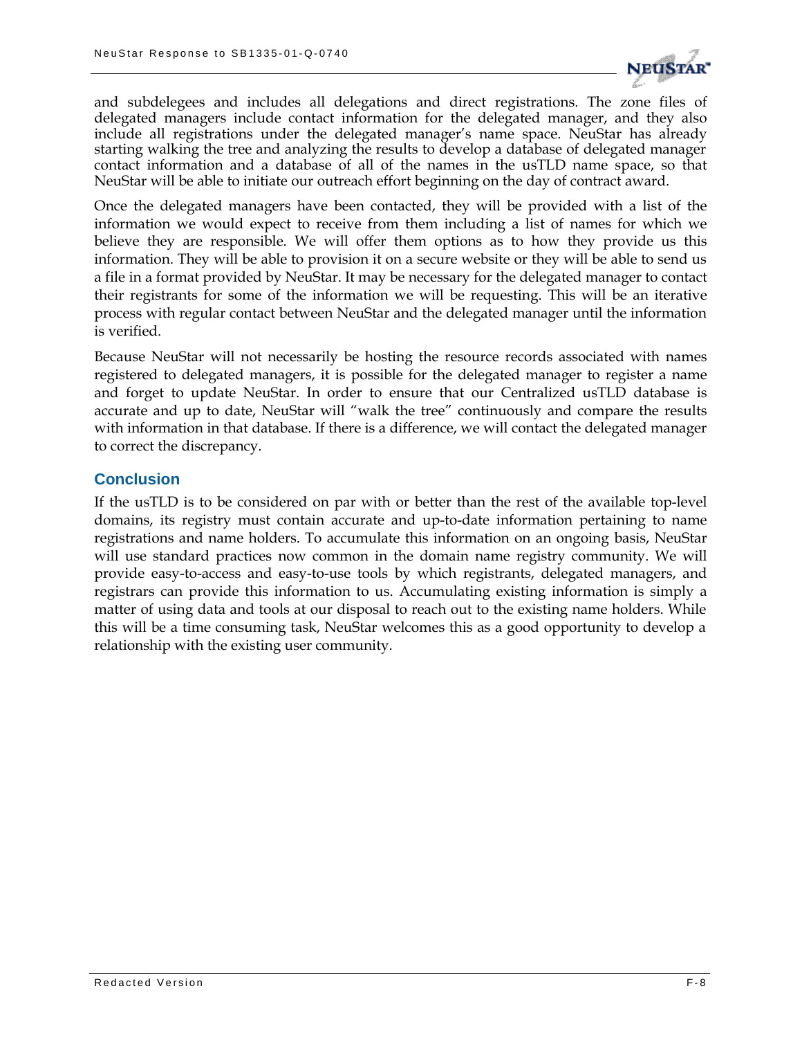and subdelegees and includes all delegations and direct registrations. The zone files of delegated managers include contact information for the delegated manager, and they also include all registrations under the delegated manager's name space. NeuStar has already starting walking the tree and analyzing the results to develop a database of delegated manager contact information and a database of all of the names in the usTLD name space, so that NeuStar will be able to initiate our outreach effort beginning on the day of contract award.

Once the delegated managers have been contacted, they will be provided with a list of the information we would expect to receive from them including a list of names for which we believe they are responsible. We will offer them options as to how they provide us this information. They will be able to provision it on a secure website or they will be able to send us a file in a format provided by NeuStar. It may be necessary for the delegated manager to contact their registrants for some of the information we will be requesting. This will be an iterative process with regular contact between NeuStar and the delegated manager until the information is verified.

Because NeuStar will not necessarily be hosting the resource records associated with names registered to delegated managers, it is possible for the delegated manager to register a name and forget to update NeuStar. In order to ensure that our Centralized usTLD database is accurate and up to date, NeuStar will "walk the tree" continuously and compare the results with information in that database. If there is a difference, we will contact the delegated manager to correct the discrepancy.

## Conclusion

If the usTLD is to be considered on par with or better than the rest of the available top-level domains, its registry must contain accurate and up-to-date information pertaining to name registrations and name holders. To accumulate this information on an ongoing basis, NeuStar will use standard practices now common in the domain name registry community. We will provide easy-to-access and easy-to-use tools by which registrants, delegated managers, and registrars can provide this information to us. Accumulating existing information is simply a matter of using data and tools at our disposal to reach out to the existing name holders. While this will be a time consuming task, NeuStar welcomes this as a good opportunity to develop a relationship with the existing user community.